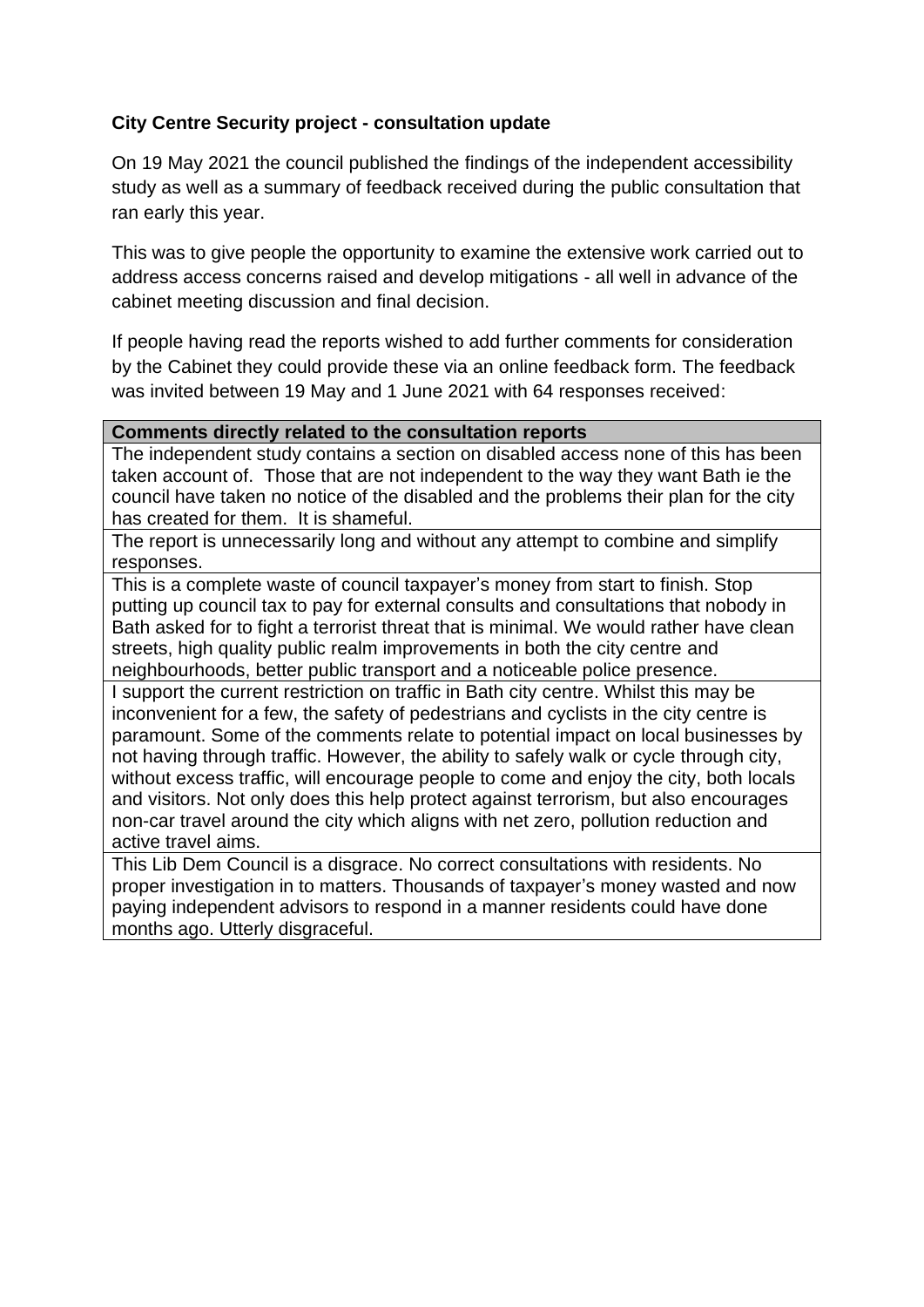**City Centre Security project - consultation update**

On 19 May 2021 the council published the findings of the independent accessibility study as well as a summary of feedback received during the public consultation that ran early this year.

This was to give people the opportunity to examine the extensive work carried out to address access concerns raised and develop mitigations - all well in advance of the cabinet meeting discussion and final decision.

If people having read the reports wished to add further comments for consideration by the Cabinet they could provide these via an online feedback form. The feedback was invited between 19 May and 1 June 2021 with 64 responses received:

| Comments directly related to the consultation reports |
| --- |
| The independent study contains a section on disabled access none of this has been taken account of. Those that are not independent to the way they want Bath ie the council have taken no notice of the disabled and the problems their plan for the city has created for them. It is shameful. |
| The report is unnecessarily long and without any attempt to combine and simplify responses. |
| This is a complete waste of council taxpayer's money from start to finish. Stop putting up council tax to pay for external consults and consultations that nobody in Bath asked for to fight a terrorist threat that is minimal. We would rather have clean streets, high quality public realm improvements in both the city centre and neighbourhoods, better public transport and a noticeable police presence. |
| I support the current restriction on traffic in Bath city centre. Whilst this may be inconvenient for a few, the safety of pedestrians and cyclists in the city centre is paramount. Some of the comments relate to potential impact on local businesses by not having through traffic. However, the ability to safely walk or cycle through city, without excess traffic, will encourage people to come and enjoy the city, both locals and visitors. Not only does this help protect against terrorism, but also encourages non-car travel around the city which aligns with net zero, pollution reduction and active travel aims. |
| This Lib Dem Council is a disgrace. No correct consultations with residents. No proper investigation in to matters. Thousands of taxpayer's money wasted and now paying independent advisors to respond in a manner residents could have done months ago. Utterly disgraceful. |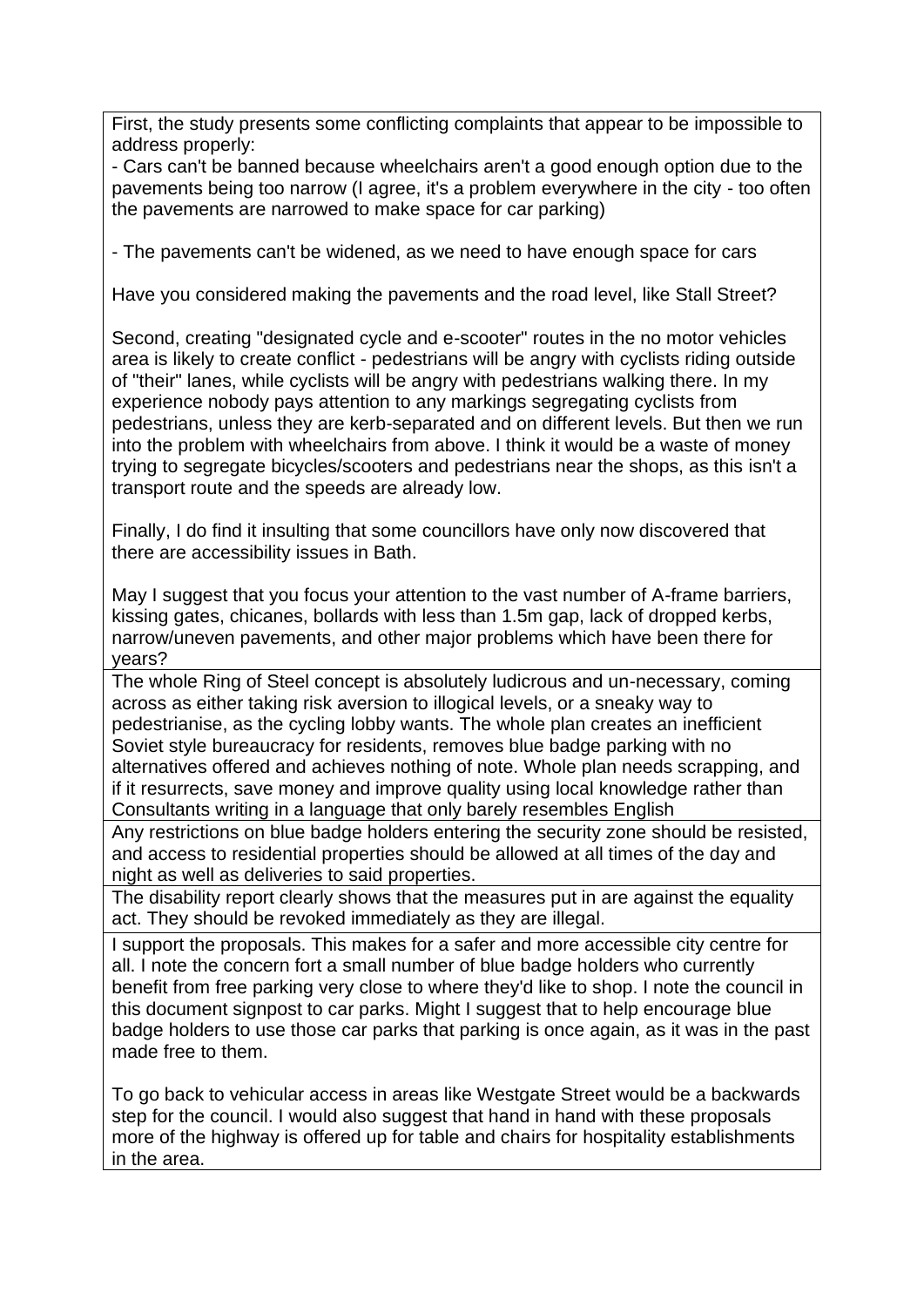| |
|---|
| First, the study presents some conflicting complaints that appear to be impossible to address properly:<br>- Cars can't be banned because wheelchairs aren't a good enough option due to the pavements being too narrow (I agree, it's a problem everywhere in the city - too often the pavements are narrowed to make space for car parking)<br><br>- The pavements can't be widened, as we need to have enough space for cars<br><br>Have you considered making the pavements and the road level, like Stall Street?<br><br>Second, creating "designated cycle and e-scooter" routes in the no motor vehicles area is likely to create conflict - pedestrians will be angry with cyclists riding outside of "their" lanes, while cyclists will be angry with pedestrians walking there. In my experience nobody pays attention to any markings segregating cyclists from pedestrians, unless they are kerb-separated and on different levels. But then we run into the problem with wheelchairs from above. I think it would be a waste of money trying to segregate bicycles/scooters and pedestrians near the shops, as this isn't a transport route and the speeds are already low.<br><br>Finally, I do find it insulting that some councillors have only now discovered that there are accessibility issues in Bath.<br><br>May I suggest that you focus your attention to the vast number of A-frame barriers, kissing gates, chicanes, bollards with less than 1.5m gap, lack of dropped kerbs, narrow/uneven pavements, and other major problems which have been there for years? |
| The whole Ring of Steel concept is absolutely ludicrous and un-necessary, coming across as either taking risk aversion to illogical levels, or a sneaky way to pedestrianise, as the cycling lobby wants. The whole plan creates an inefficient Soviet style bureaucracy for residents, removes blue badge parking with no alternatives offered and achieves nothing of note. Whole plan needs scrapping, and if it resurrects, save money and improve quality using local knowledge rather than Consultants writing in a language that only barely resembles English |
| Any restrictions on blue badge holders entering the security zone should be resisted, and access to residential properties should be allowed at all times of the day and night as well as deliveries to said properties. |
| The disability report clearly shows that the measures put in are against the equality act. They should be revoked immediately as they are illegal. |
| I support the proposals. This makes for a safer and more accessible city centre for all. I note the concern fort a small number of blue badge holders who currently benefit from free parking very close to where they'd like to shop. I note the council in this document signpost to car parks. Might I suggest that to help encourage blue badge holders to use those car parks that parking is once again, as it was in the past made free to them.<br><br>To go back to vehicular access in areas like Westgate Street would be a backwards step for the council. I would also suggest that hand in hand with these proposals more of the highway is offered up for table and chairs for hospitality establishments in the area. |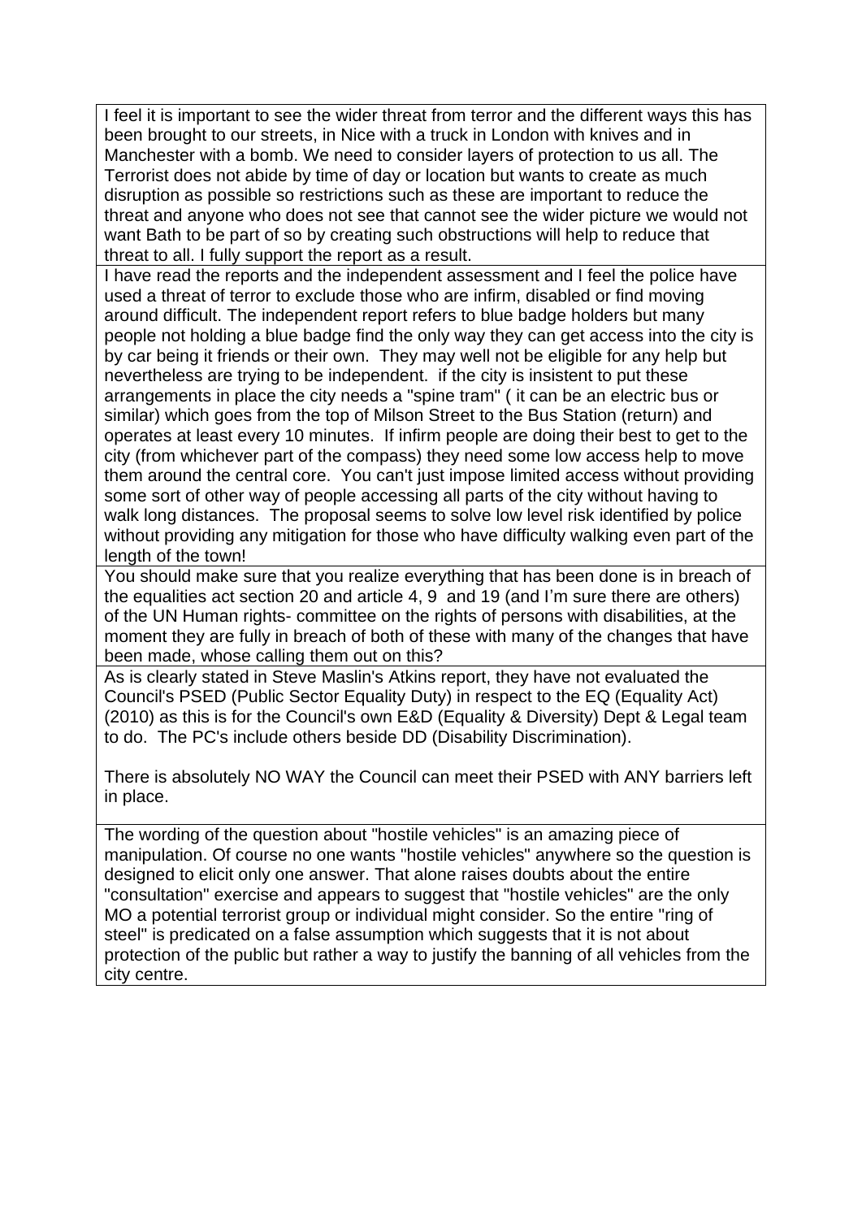| |
|---|
| I feel it is important to see the wider threat from terror and the different ways this has been brought to our streets, in Nice with a truck in London with knives and in Manchester with a bomb. We need to consider layers of protection to us all. The Terrorist does not abide by time of day or location but wants to create as much disruption as possible so restrictions such as these are important to reduce the threat and anyone who does not see that cannot see the wider picture we would not want Bath to be part of so by creating such obstructions will help to reduce that threat to all. I fully support the report as a result. |
| I have read the reports and the independent assessment and I feel the police have used a threat of terror to exclude those who are infirm, disabled or find moving around difficult. The independent report refers to blue badge holders but many people not holding a blue badge find the only way they can get access into the city is by car being it friends or their own. They may well not be eligible for any help but nevertheless are trying to be independent. if the city is insistent to put these arrangements in place the city needs a "spine tram" ( it can be an electric bus or similar) which goes from the top of Milson Street to the Bus Station (return) and operates at least every 10 minutes. If infirm people are doing their best to get to the city (from whichever part of the compass) they need some low access help to move them around the central core. You can't just impose limited access without providing some sort of other way of people accessing all parts of the city without having to walk long distances. The proposal seems to solve low level risk identified by police without providing any mitigation for those who have difficulty walking even part of the length of the town! |
| You should make sure that you realize everything that has been done is in breach of the equalities act section 20 and article 4, 9 and 19 (and I'm sure there are others) of the UN Human rights- committee on the rights of persons with disabilities, at the moment they are fully in breach of both of these with many of the changes that have been made, whose calling them out on this? |
| As is clearly stated in Steve Maslin's Atkins report, they have not evaluated the Council's PSED (Public Sector Equality Duty) in respect to the EQ (Equality Act) (2010) as this is for the Council's own E&D (Equality & Diversity) Dept & Legal team to do. The PC's include others beside DD (Disability Discrimination).<br><br>There is absolutely NO WAY the Council can meet their PSED with ANY barriers left in place. |
| The wording of the question about "hostile vehicles" is an amazing piece of manipulation. Of course no one wants "hostile vehicles" anywhere so the question is designed to elicit only one answer. That alone raises doubts about the entire "consultation" exercise and appears to suggest that "hostile vehicles" are the only MO a potential terrorist group or individual might consider. So the entire "ring of steel" is predicated on a false assumption which suggests that it is not about protection of the public but rather a way to justify the banning of all vehicles from the city centre. |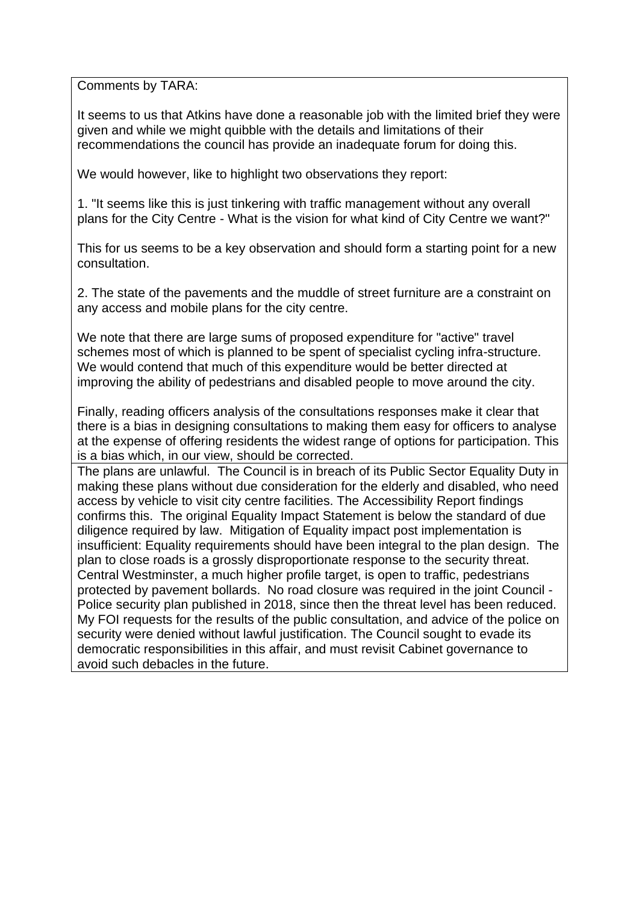| Comments by TARA:<br><br>It seems to us that Atkins have done a reasonable job with the limited brief they were given and while we might quibble with the details and limitations of their recommendations the council has provide an inadequate forum for doing this.<br><br>We would however, like to highlight two observations they report:<br><br>1. "It seems like this is just tinkering with traffic management without any overall plans for the City Centre - What is the vision for what kind of City Centre we want?"<br><br>This for us seems to be a key observation and should form a starting point for a new consultation.<br><br>2. The state of the pavements and the muddle of street furniture are a constraint on any access and mobile plans for the city centre.<br><br>We note that there are large sums of proposed expenditure for "active" travel schemes most of which is planned to be spent of specialist cycling infra-structure. We would contend that much of this expenditure would be better directed at improving the ability of pedestrians and disabled people to move around the city.<br><br>Finally, reading officers analysis of the consultations responses make it clear that there is a bias in designing consultations to making them easy for officers to analyse at the expense of offering residents the widest range of options for participation. This is a bias which, in our view, should be corrected. |
|---|
| The plans are unlawful. The Council is in breach of its Public Sector Equality Duty in making these plans without due consideration for the elderly and disabled, who need access by vehicle to visit city centre facilities. The Accessibility Report findings confirms this. The original Equality Impact Statement is below the standard of due diligence required by law. Mitigation of Equality impact post implementation is insufficient: Equality requirements should have been integral to the plan design. The plan to close roads is a grossly disproportionate response to the security threat. Central Westminster, a much higher profile target, is open to traffic, pedestrians protected by pavement bollards. No road closure was required in the joint Council - Police security plan published in 2018, since then the threat level has been reduced. My FOI requests for the results of the public consultation, and advice of the police on security were denied without lawful justification. The Council sought to evade its democratic responsibilities in this affair, and must revisit Cabinet governance to avoid such debacles in the future. |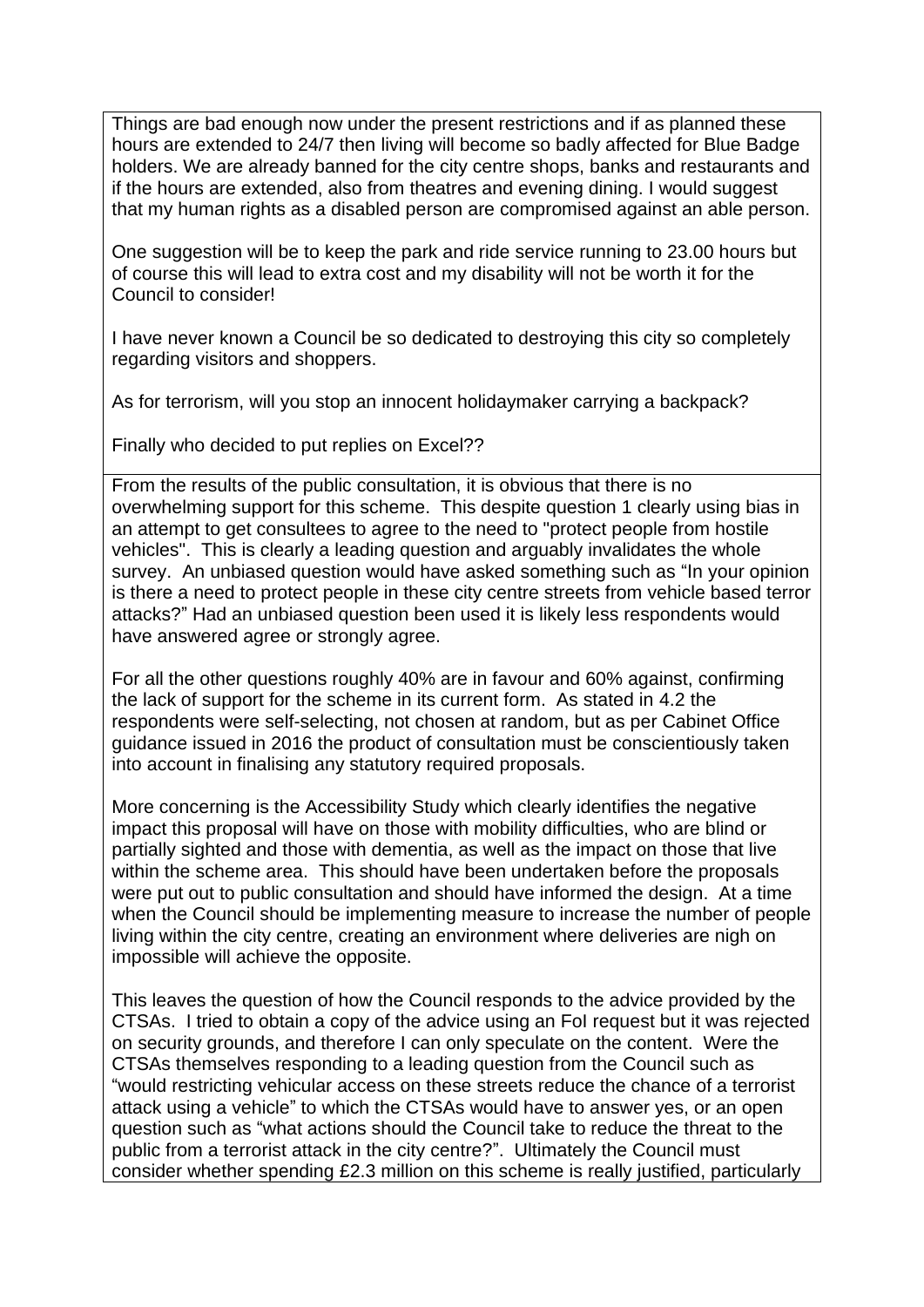| |
|---|
| Things are bad enough now under the present restrictions and if as planned these hours are extended to 24/7 then living will become so badly affected for Blue Badge holders. We are already banned for the city centre shops, banks and restaurants and if the hours are extended, also from theatres and evening dining. I would suggest that my human rights as a disabled person are compromised against an able person.<br><br>One suggestion will be to keep the park and ride service running to 23.00 hours but of course this will lead to extra cost and my disability will not be worth it for the Council to consider!<br><br>I have never known a Council be so dedicated to destroying this city so completely regarding visitors and shoppers.<br><br>As for terrorism, will you stop an innocent holidaymaker carrying a backpack?<br><br>Finally who decided to put replies on Excel?? |
| From the results of the public consultation, it is obvious that there is no overwhelming support for this scheme. This despite question 1 clearly using bias in an attempt to get consultees to agree to the need to "protect people from hostile vehicles". This is clearly a leading question and arguably invalidates the whole survey. An unbiased question would have asked something such as "In your opinion is there a need to protect people in these city centre streets from vehicle based terror attacks?" Had an unbiased question been used it is likely less respondents would have answered agree or strongly agree.<br><br>For all the other questions roughly 40% are in favour and 60% against, confirming the lack of support for the scheme in its current form. As stated in 4.2 the respondents were self-selecting, not chosen at random, but as per Cabinet Office guidance issued in 2016 the product of consultation must be conscientiously taken into account in finalising any statutory required proposals.<br><br>More concerning is the Accessibility Study which clearly identifies the negative impact this proposal will have on those with mobility difficulties, who are blind or partially sighted and those with dementia, as well as the impact on those that live within the scheme area. This should have been undertaken before the proposals were put out to public consultation and should have informed the design. At a time when the Council should be implementing measure to increase the number of people living within the city centre, creating an environment where deliveries are nigh on impossible will achieve the opposite.<br><br>This leaves the question of how the Council responds to the advice provided by the CTSAs. I tried to obtain a copy of the advice using an FoI request but it was rejected on security grounds, and therefore I can only speculate on the content. Were the CTSAs themselves responding to a leading question from the Council such as "would restricting vehicular access on these streets reduce the chance of a terrorist attack using a vehicle" to which the CTSAs would have to answer yes, or an open question such as "what actions should the Council take to reduce the threat to the public from a terrorist attack in the city centre?". Ultimately the Council must consider whether spending £2.3 million on this scheme is really justified, particularly |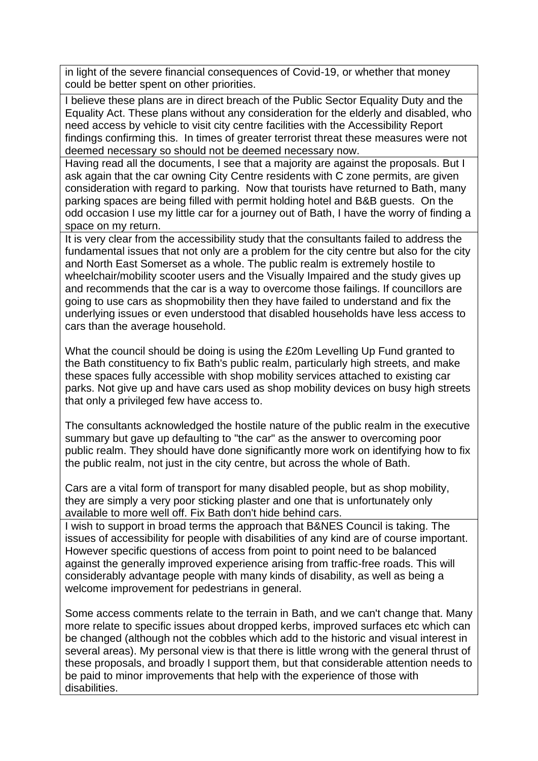| |
|---|
| in light of the severe financial consequences of Covid-19, or whether that money could be better spent on other priorities. |
| I believe these plans are in direct breach of the Public Sector Equality Duty and the Equality Act. These plans without any consideration for the elderly and disabled, who need access by vehicle to visit city centre facilities with the Accessibility Report findings confirming this. In times of greater terrorist threat these measures were not deemed necessary so should not be deemed necessary now. |
| Having read all the documents, I see that a majority are against the proposals. But I ask again that the car owning City Centre residents with C zone permits, are given consideration with regard to parking. Now that tourists have returned to Bath, many parking spaces are being filled with permit holding hotel and B&B guests. On the odd occasion I use my little car for a journey out of Bath, I have the worry of finding a space on my return. |
| It is very clear from the accessibility study that the consultants failed to address the fundamental issues that not only are a problem for the city centre but also for the city and North East Somerset as a whole. The public realm is extremely hostile to wheelchair/mobility scooter users and the Visually Impaired and the study gives up and recommends that the car is a way to overcome those failings. If councillors are going to use cars as shopmobility then they have failed to understand and fix the underlying issues or even understood that disabled households have less access to cars than the average household.<br><br>What the council should be doing is using the £20m Levelling Up Fund granted to the Bath constituency to fix Bath's public realm, particularly high streets, and make these spaces fully accessible with shop mobility services attached to existing car parks. Not give up and have cars used as shop mobility devices on busy high streets that only a privileged few have access to.<br><br>The consultants acknowledged the hostile nature of the public realm in the executive summary but gave up defaulting to "the car" as the answer to overcoming poor public realm. They should have done significantly more work on identifying how to fix the public realm, not just in the city centre, but across the whole of Bath.<br><br>Cars are a vital form of transport for many disabled people, but as shop mobility, they are simply a very poor sticking plaster and one that is unfortunately only available to more well off. Fix Bath don't hide behind cars. |
| I wish to support in broad terms the approach that B&NES Council is taking. The issues of accessibility for people with disabilities of any kind are of course important. However specific questions of access from point to point need to be balanced against the generally improved experience arising from traffic-free roads. This will considerably advantage people with many kinds of disability, as well as being a welcome improvement for pedestrians in general.<br><br>Some access comments relate to the terrain in Bath, and we can't change that. Many more relate to specific issues about dropped kerbs, improved surfaces etc which can be changed (although not the cobbles which add to the historic and visual interest in several areas). My personal view is that there is little wrong with the general thrust of these proposals, and broadly I support them, but that considerable attention needs to be paid to minor improvements that help with the experience of those with disabilities. |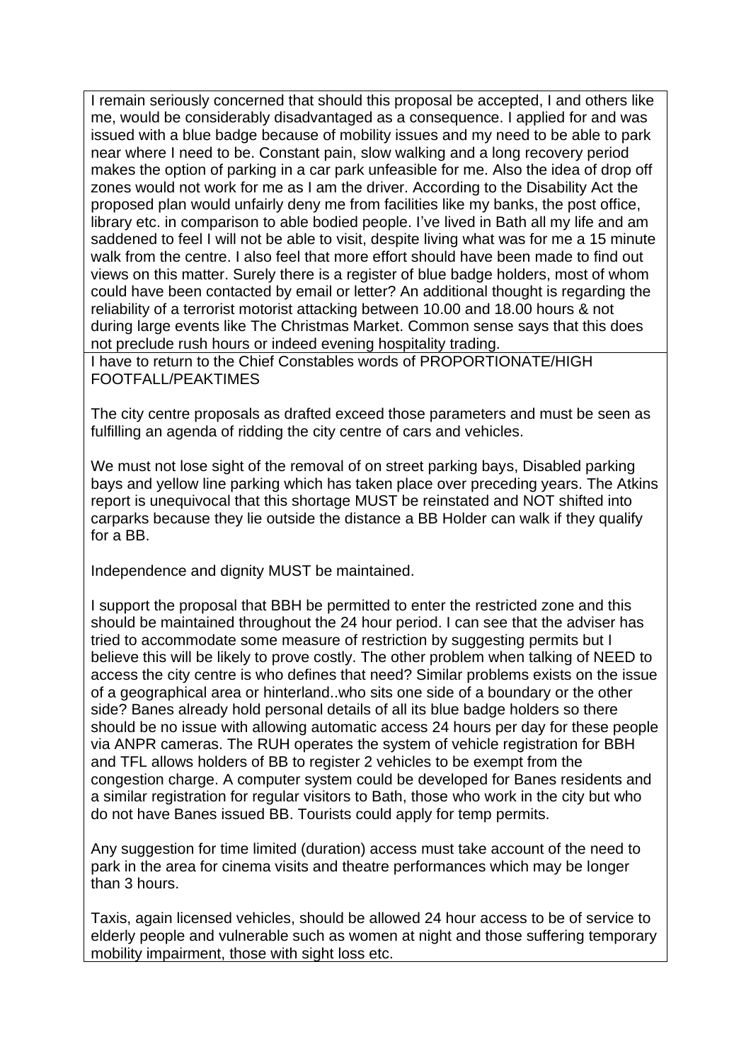| |
|---|
| I remain seriously concerned that should this proposal be accepted, I and others like me, would be considerably disadvantaged as a consequence. I applied for and was issued with a blue badge because of mobility issues and my need to be able to park near where I need to be. Constant pain, slow walking and a long recovery period makes the option of parking in a car park unfeasible for me. Also the idea of drop off zones would not work for me as I am the driver. According to the Disability Act the proposed plan would unfairly deny me from facilities like my banks, the post office, library etc. in comparison to able bodied people. I've lived in Bath all my life and am saddened to feel I will not be able to visit, despite living what was for me a 15 minute walk from the centre. I also feel that more effort should have been made to find out views on this matter. Surely there is a register of blue badge holders, most of whom could have been contacted by email or letter? An additional thought is regarding the reliability of a terrorist motorist attacking between 10.00 and 18.00 hours & not during large events like The Christmas Market. Common sense says that this does not preclude rush hours or indeed evening hospitality trading. |
| I have to return to the Chief Constables words of PROPORTIONATE/HIGH FOOTFALL/PEAKTIMES<br><br>The city centre proposals as drafted exceed those parameters and must be seen as fulfilling an agenda of ridding the city centre of cars and vehicles.<br><br>We must not lose sight of the removal of on street parking bays, Disabled parking bays and yellow line parking which has taken place over preceding years. The Atkins report is unequivocal that this shortage MUST be reinstated and NOT shifted into carparks because they lie outside the distance a BB Holder can walk if they qualify for a BB.<br><br>Independence and dignity MUST be maintained.<br><br>I support the proposal that BBH be permitted to enter the restricted zone and this should be maintained throughout the 24 hour period. I can see that the adviser has tried to accommodate some measure of restriction by suggesting permits but I believe this will be likely to prove costly. The other problem when talking of NEED to access the city centre is who defines that need? Similar problems exists on the issue of a geographical area or hinterland..who sits one side of a boundary or the other side? Banes already hold personal details of all its blue badge holders so there should be no issue with allowing automatic access 24 hours per day for these people via ANPR cameras. The RUH operates the system of vehicle registration for BBH and TFL allows holders of BB to register 2 vehicles to be exempt from the congestion charge. A computer system could be developed for Banes residents and a similar registration for regular visitors to Bath, those who work in the city but who do not have Banes issued BB. Tourists could apply for temp permits.<br><br>Any suggestion for time limited (duration) access must take account of the need to park in the area for cinema visits and theatre performances which may be longer than 3 hours.<br><br>Taxis, again licensed vehicles, should be allowed 24 hour access to be of service to elderly people and vulnerable such as women at night and those suffering temporary mobility impairment, those with sight loss etc. |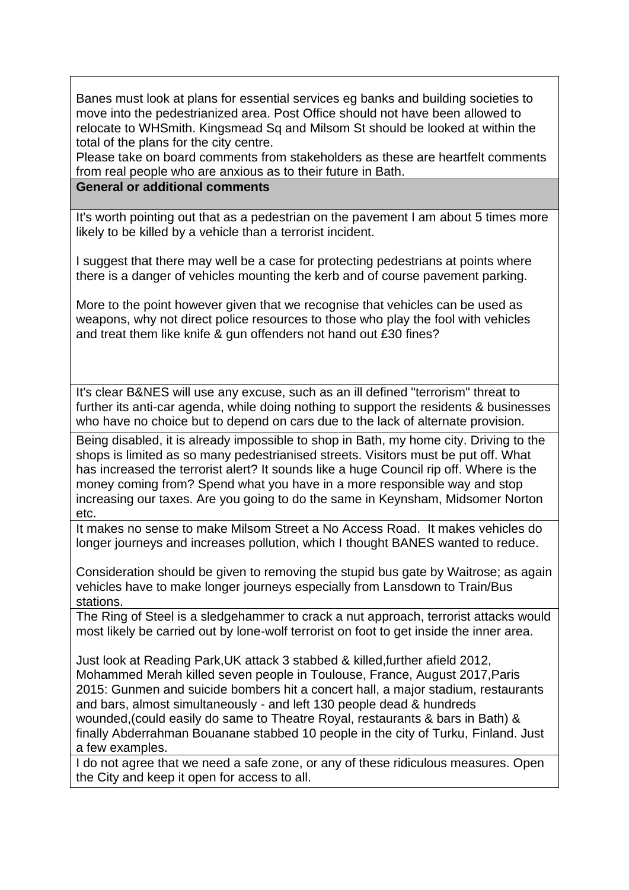Banes must look at plans for essential services eg banks and building societies to move into the pedestrianized area. Post Office should not have been allowed to relocate to WHSmith. Kingsmead Sq and Milsom St should be looked at within the total of the plans for the city centre.
Please take on board comments from stakeholders as these are heartfelt comments from real people who are anxious as to their future in Bath.

**General or additional comments**

It's worth pointing out that as a pedestrian on the pavement I am about 5 times more likely to be killed by a vehicle than a terrorist incident.

I suggest that there may well be a case for protecting pedestrians at points where there is a danger of vehicles mounting the kerb and of course pavement parking.

More to the point however given that we recognise that vehicles can be used as weapons, why not direct police resources to those who play the fool with vehicles and treat them like knife & gun offenders not hand out £30 fines?

---

It's clear B&NES will use any excuse, such as an ill defined "terrorism" threat to further its anti-car agenda, while doing nothing to support the residents & businesses who have no choice but to depend on cars due to the lack of alternate provision.

---

Being disabled, it is already impossible to shop in Bath, my home city. Driving to the shops is limited as so many pedestrianised streets. Visitors must be put off. What has increased the terrorist alert? It sounds like a huge Council rip off. Where is the money coming from? Spend what you have in a more responsible way and stop increasing our taxes. Are you going to do the same in Keynsham, Midsomer Norton etc.

---

It makes no sense to make Milsom Street a No Access Road. It makes vehicles do longer journeys and increases pollution, which I thought BANES wanted to reduce.

Consideration should be given to removing the stupid bus gate by Waitrose; as again vehicles have to make longer journeys especially from Lansdown to Train/Bus stations.

---

The Ring of Steel is a sledgehammer to crack a nut approach, terrorist attacks would most likely be carried out by lone-wolf terrorist on foot to get inside the inner area.

Just look at Reading Park,UK attack 3 stabbed & killed,further afield 2012, Mohammed Merah killed seven people in Toulouse, France, August 2017,Paris 2015: Gunmen and suicide bombers hit a concert hall, a major stadium, restaurants and bars, almost simultaneously - and left 130 people dead & hundreds wounded,(could easily do same to Theatre Royal, restaurants & bars in Bath) & finally Abderrahman Bouanane stabbed 10 people in the city of Turku, Finland. Just a few examples.

---

I do not agree that we need a safe zone, or any of these ridiculous measures. Open the City and keep it open for access to all.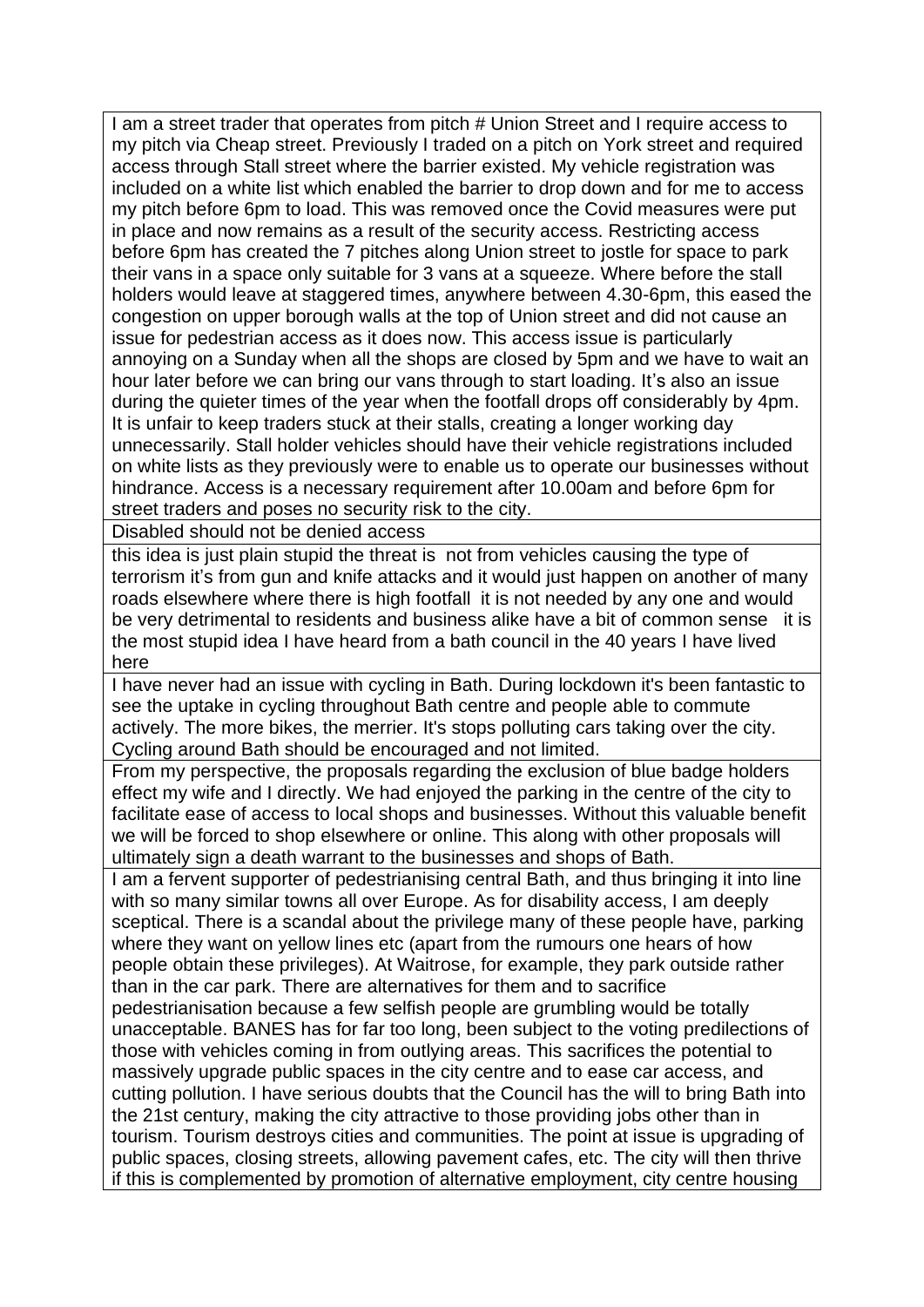| |
|---|
| I am a street trader that operates from pitch # Union Street and I require access to my pitch via Cheap street. Previously I traded on a pitch on York street and required access through Stall street where the barrier existed. My vehicle registration was included on a white list which enabled the barrier to drop down and for me to access my pitch before 6pm to load. This was removed once the Covid measures were put in place and now remains as a result of the security access. Restricting access before 6pm has created the 7 pitches along Union street to jostle for space to park their vans in a space only suitable for 3 vans at a squeeze. Where before the stall holders would leave at staggered times, anywhere between 4.30-6pm, this eased the congestion on upper borough walls at the top of Union street and did not cause an issue for pedestrian access as it does now. This access issue is particularly annoying on a Sunday when all the shops are closed by 5pm and we have to wait an hour later before we can bring our vans through to start loading. It's also an issue during the quieter times of the year when the footfall drops off considerably by 4pm. It is unfair to keep traders stuck at their stalls, creating a longer working day unnecessarily. Stall holder vehicles should have their vehicle registrations included on white lists as they previously were to enable us to operate our businesses without hindrance. Access is a necessary requirement after 10.00am and before 6pm for street traders and poses no security risk to the city. |
| Disabled should not be denied access |
| this idea is just plain stupid the threat is not from vehicles causing the type of terrorism it's from gun and knife attacks and it would just happen on another of many roads elsewhere where there is high footfall it is not needed by any one and would be very detrimental to residents and business alike have a bit of common sense it is the most stupid idea I have heard from a bath council in the 40 years I have lived here |
| I have never had an issue with cycling in Bath. During lockdown it's been fantastic to see the uptake in cycling throughout Bath centre and people able to commute actively. The more bikes, the merrier. It's stops polluting cars taking over the city. Cycling around Bath should be encouraged and not limited. |
| From my perspective, the proposals regarding the exclusion of blue badge holders effect my wife and I directly. We had enjoyed the parking in the centre of the city to facilitate ease of access to local shops and businesses. Without this valuable benefit we will be forced to shop elsewhere or online. This along with other proposals will ultimately sign a death warrant to the businesses and shops of Bath. |
| I am a fervent supporter of pedestrianising central Bath, and thus bringing it into line with so many similar towns all over Europe. As for disability access, I am deeply sceptical. There is a scandal about the privilege many of these people have, parking where they want on yellow lines etc (apart from the rumours one hears of how people obtain these privileges). At Waitrose, for example, they park outside rather than in the car park. There are alternatives for them and to sacrifice pedestrianisation because a few selfish people are grumbling would be totally unacceptable. BANES has for far too long, been subject to the voting predilections of those with vehicles coming in from outlying areas. This sacrifices the potential to massively upgrade public spaces in the city centre and to ease car access, and cutting pollution. I have serious doubts that the Council has the will to bring Bath into the 21st century, making the city attractive to those providing jobs other than in tourism. Tourism destroys cities and communities. The point at issue is upgrading of public spaces, closing streets, allowing pavement cafes, etc. The city will then thrive if this is complemented by promotion of alternative employment, city centre housing |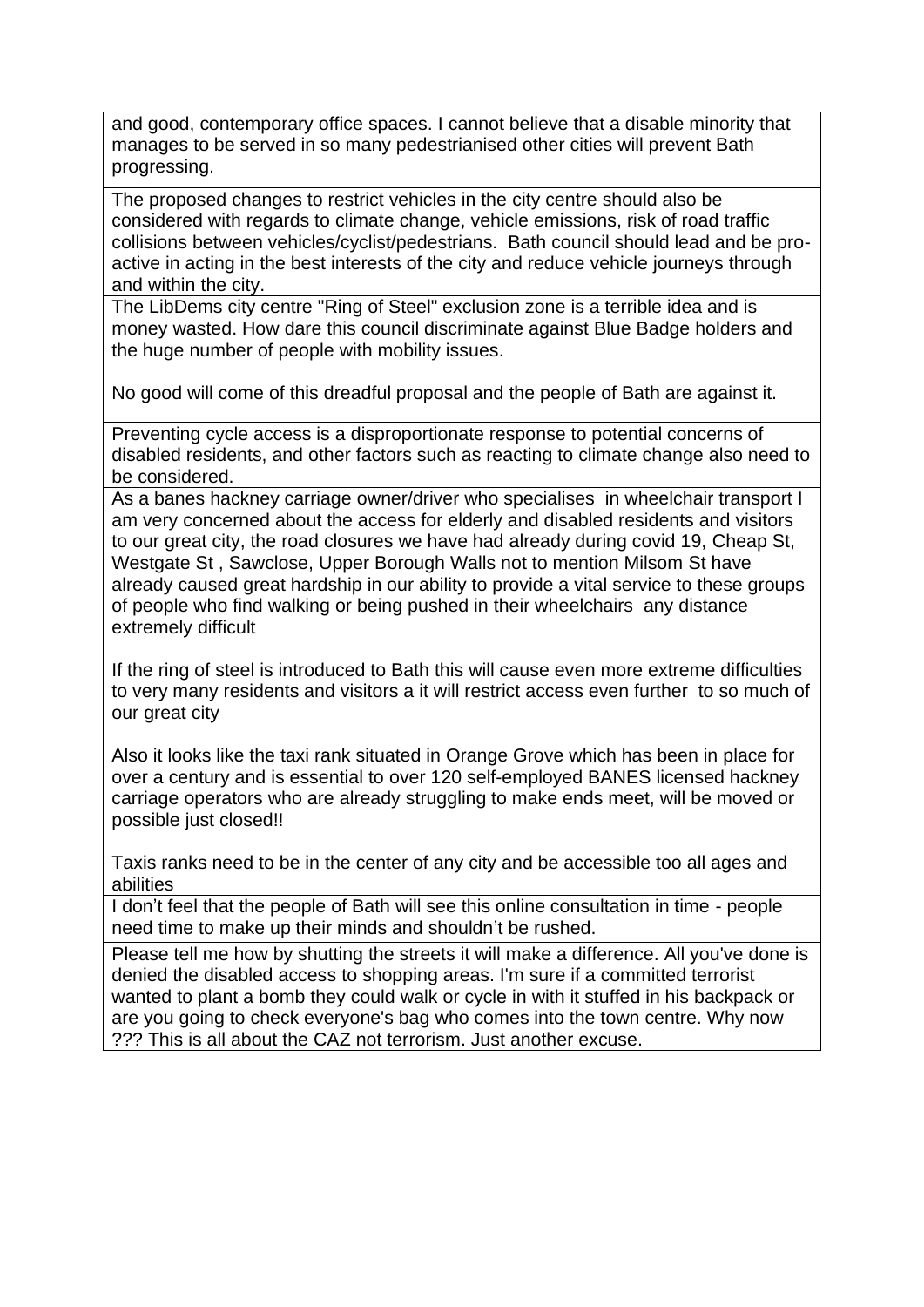| |
|---|
| and good, contemporary office spaces. I cannot believe that a disable minority that manages to be served in so many pedestrianised other cities will prevent Bath progressing. |
| The proposed changes to restrict vehicles in the city centre should also be considered with regards to climate change, vehicle emissions, risk of road traffic collisions between vehicles/cyclist/pedestrians. Bath council should lead and be pro-active in acting in the best interests of the city and reduce vehicle journeys through and within the city. |
| The LibDems city centre "Ring of Steel" exclusion zone is a terrible idea and is money wasted. How dare this council discriminate against Blue Badge holders and the huge number of people with mobility issues.<br><br>No good will come of this dreadful proposal and the people of Bath are against it. |
| Preventing cycle access is a disproportionate response to potential concerns of disabled residents, and other factors such as reacting to climate change also need to be considered. |
| As a banes hackney carriage owner/driver who specialises in wheelchair transport I am very concerned about the access for elderly and disabled residents and visitors to our great city, the road closures we have had already during covid 19, Cheap St, Westgate St , Sawclose, Upper Borough Walls not to mention Milsom St have already caused great hardship in our ability to provide a vital service to these groups of people who find walking or being pushed in their wheelchairs any distance extremely difficult<br><br>If the ring of steel is introduced to Bath this will cause even more extreme difficulties to very many residents and visitors a it will restrict access even further to so much of our great city<br><br>Also it looks like the taxi rank situated in Orange Grove which has been in place for over a century and is essential to over 120 self-employed BANES licensed hackney carriage operators who are already struggling to make ends meet, will be moved or possible just closed!!<br><br>Taxis ranks need to be in the center of any city and be accessible too all ages and abilities |
| I don't feel that the people of Bath will see this online consultation in time - people need time to make up their minds and shouldn't be rushed. |
| Please tell me how by shutting the streets it will make a difference. All you've done is denied the disabled access to shopping areas. I'm sure if a committed terrorist wanted to plant a bomb they could walk or cycle in with it stuffed in his backpack or are you going to check everyone's bag who comes into the town centre. Why now ??? This is all about the CAZ not terrorism. Just another excuse. |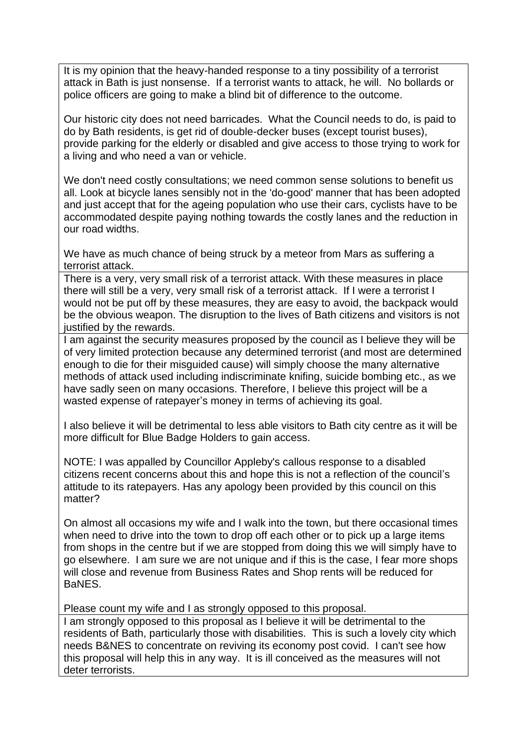| |
|---|
| It is my opinion that the heavy-handed response to a tiny possibility of a terrorist attack in Bath is just nonsense. If a terrorist wants to attack, he will. No bollards or police officers are going to make a blind bit of difference to the outcome.<br><br>Our historic city does not need barricades. What the Council needs to do, is paid to do by Bath residents, is get rid of double-decker buses (except tourist buses), provide parking for the elderly or disabled and give access to those trying to work for a living and who need a van or vehicle.<br><br>We don't need costly consultations; we need common sense solutions to benefit us all. Look at bicycle lanes sensibly not in the 'do-good' manner that has been adopted and just accept that for the ageing population who use their cars, cyclists have to be accommodated despite paying nothing towards the costly lanes and the reduction in our road widths.<br><br>We have as much chance of being struck by a meteor from Mars as suffering a terrorist attack. |
| There is a very, very small risk of a terrorist attack. With these measures in place there will still be a very, very small risk of a terrorist attack. If I were a terrorist I would not be put off by these measures, they are easy to avoid, the backpack would be the obvious weapon. The disruption to the lives of Bath citizens and visitors is not justified by the rewards. |
| I am against the security measures proposed by the council as I believe they will be of very limited protection because any determined terrorist (and most are determined enough to die for their misguided cause) will simply choose the many alternative methods of attack used including indiscriminate knifing, suicide bombing etc., as we have sadly seen on many occasions. Therefore, I believe this project will be a wasted expense of ratepayer's money in terms of achieving its goal.<br><br>I also believe it will be detrimental to less able visitors to Bath city centre as it will be more difficult for Blue Badge Holders to gain access.<br><br>NOTE: I was appalled by Councillor Appleby's callous response to a disabled citizens recent concerns about this and hope this is not a reflection of the council's attitude to its ratepayers. Has any apology been provided by this council on this matter?<br><br>On almost all occasions my wife and I walk into the town, but there occasional times when need to drive into the town to drop off each other or to pick up a large items from shops in the centre but if we are stopped from doing this we will simply have to go elsewhere. I am sure we are not unique and if this is the case, I fear more shops will close and revenue from Business Rates and Shop rents will be reduced for BaNES.<br><br>Please count my wife and I as strongly opposed to this proposal. |
| I am strongly opposed to this proposal as I believe it will be detrimental to the residents of Bath, particularly those with disabilities. This is such a lovely city which needs B&NES to concentrate on reviving its economy post covid. I can't see how this proposal will help this in any way. It is ill conceived as the measures will not deter terrorists. |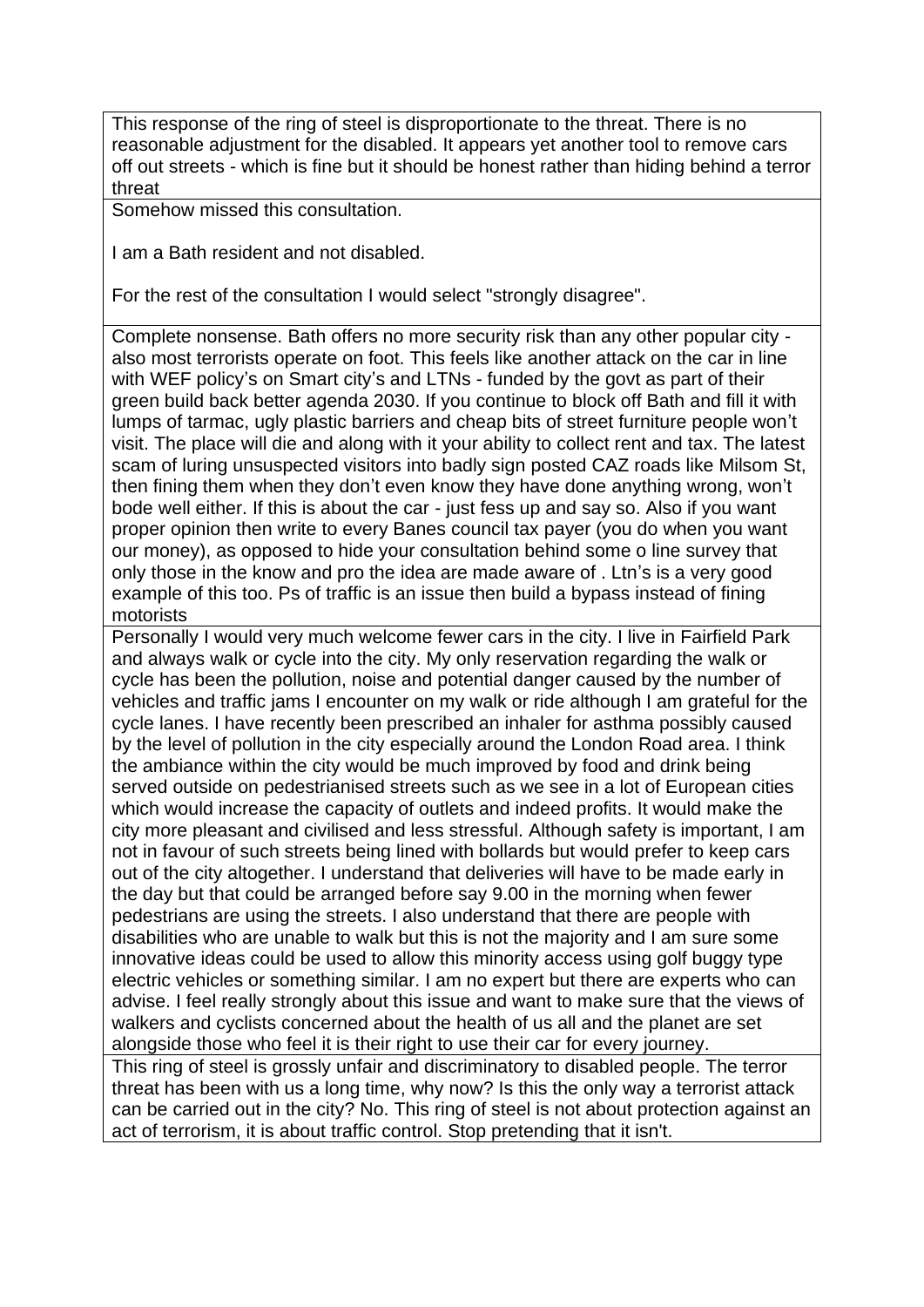| |
|---|
| This response of the ring of steel is disproportionate to the threat. There is no reasonable adjustment for the disabled. It appears yet another tool to remove cars off out streets - which is fine but it should be honest rather than hiding behind a terror threat |
| Somehow missed this consultation.<br><br>I am a Bath resident and not disabled.<br><br>For the rest of the consultation I would select "strongly disagree". |
| Complete nonsense. Bath offers no more security risk than any other popular city - also most terrorists operate on foot. This feels like another attack on the car in line with WEF policy's on Smart city's and LTNs - funded by the govt as part of their green build back better agenda 2030. If you continue to block off Bath and fill it with lumps of tarmac, ugly plastic barriers and cheap bits of street furniture people won't visit. The place will die and along with it your ability to collect rent and tax. The latest scam of luring unsuspected visitors into badly sign posted CAZ roads like Milsom St, then fining them when they don't even know they have done anything wrong, won't bode well either. If this is about the car - just fess up and say so. Also if you want proper opinion then write to every Banes council tax payer (you do when you want our money), as opposed to hide your consultation behind some o line survey that only those in the know and pro the idea are made aware of . Ltn's is a very good example of this too. Ps of traffic is an issue then build a bypass instead of fining motorists |
| Personally I would very much welcome fewer cars in the city. I live in Fairfield Park and always walk or cycle into the city. My only reservation regarding the walk or cycle has been the pollution, noise and potential danger caused by the number of vehicles and traffic jams I encounter on my walk or ride although I am grateful for the cycle lanes. I have recently been prescribed an inhaler for asthma possibly caused by the level of pollution in the city especially around the London Road area. I think the ambiance within the city would be much improved by food and drink being served outside on pedestrianised streets such as we see in a lot of European cities which would increase the capacity of outlets and indeed profits. It would make the city more pleasant and civilised and less stressful. Although safety is important, I am not in favour of such streets being lined with bollards but would prefer to keep cars out of the city altogether. I understand that deliveries will have to be made early in the day but that could be arranged before say 9.00 in the morning when fewer pedestrians are using the streets. I also understand that there are people with disabilities who are unable to walk but this is not the majority and I am sure some innovative ideas could be used to allow this minority access using golf buggy type electric vehicles or something similar. I am no expert but there are experts who can advise. I feel really strongly about this issue and want to make sure that the views of walkers and cyclists concerned about the health of us all and the planet are set alongside those who feel it is their right to use their car for every journey. |
| This ring of steel is grossly unfair and discriminatory to disabled people. The terror threat has been with us a long time, why now? Is this the only way a terrorist attack can be carried out in the city? No. This ring of steel is not about protection against an act of terrorism, it is about traffic control. Stop pretending that it isn't. |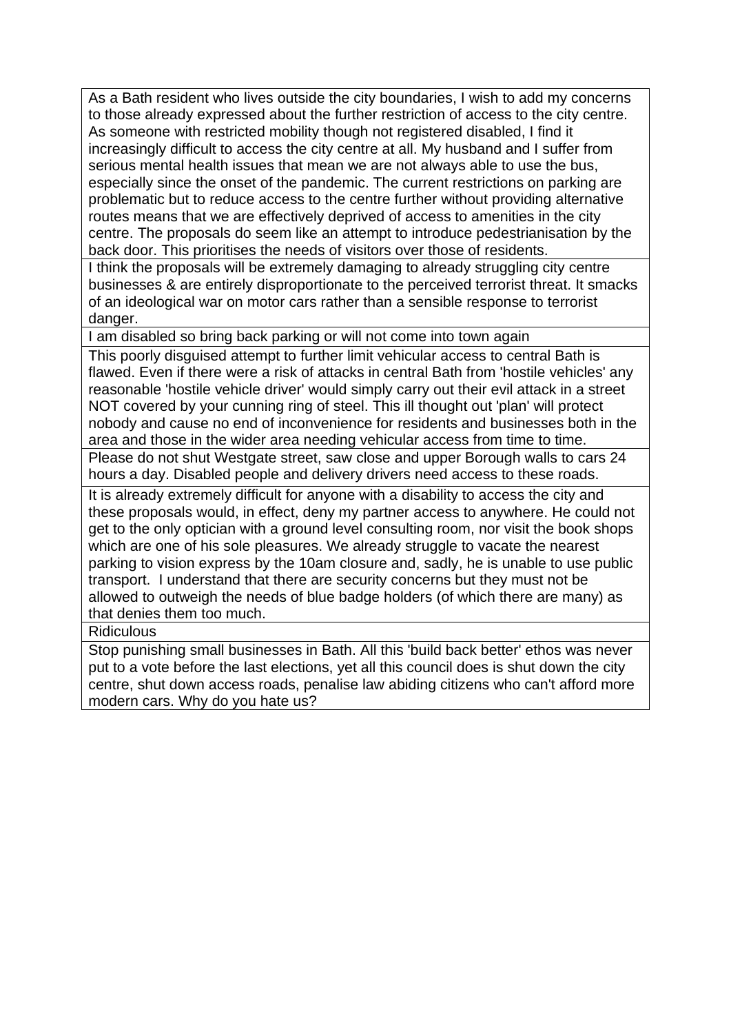| |
|---|
| As a Bath resident who lives outside the city boundaries, I wish to add my concerns to those already expressed about the further restriction of access to the city centre. As someone with restricted mobility though not registered disabled, I find it increasingly difficult to access the city centre at all. My husband and I suffer from serious mental health issues that mean we are not always able to use the bus, especially since the onset of the pandemic. The current restrictions on parking are problematic but to reduce access to the centre further without providing alternative routes means that we are effectively deprived of access to amenities in the city centre. The proposals do seem like an attempt to introduce pedestrianisation by the back door. This prioritises the needs of visitors over those of residents. |
| I think the proposals will be extremely damaging to already struggling city centre businesses & are entirely disproportionate to the perceived terrorist threat. It smacks of an ideological war on motor cars rather than a sensible response to terrorist danger. |
| I am disabled so bring back parking or will not come into town again |
| This poorly disguised attempt to further limit vehicular access to central Bath is flawed. Even if there were a risk of attacks in central Bath from 'hostile vehicles' any reasonable 'hostile vehicle driver' would simply carry out their evil attack in a street NOT covered by your cunning ring of steel. This ill thought out 'plan' will protect nobody and cause no end of inconvenience for residents and businesses both in the area and those in the wider area needing vehicular access from time to time. |
| Please do not shut Westgate street, saw close and upper Borough walls to cars 24 hours a day. Disabled people and delivery drivers need access to these roads. |
| It is already extremely difficult for anyone with a disability to access the city and these proposals would, in effect, deny my partner access to anywhere. He could not get to the only optician with a ground level consulting room, nor visit the book shops which are one of his sole pleasures. We already struggle to vacate the nearest parking to vision express by the 10am closure and, sadly, he is unable to use public transport. I understand that there are security concerns but they must not be allowed to outweigh the needs of blue badge holders (of which there are many) as that denies them too much. |
| Ridiculous |
| Stop punishing small businesses in Bath. All this 'build back better' ethos was never put to a vote before the last elections, yet all this council does is shut down the city centre, shut down access roads, penalise law abiding citizens who can't afford more modern cars. Why do you hate us? |